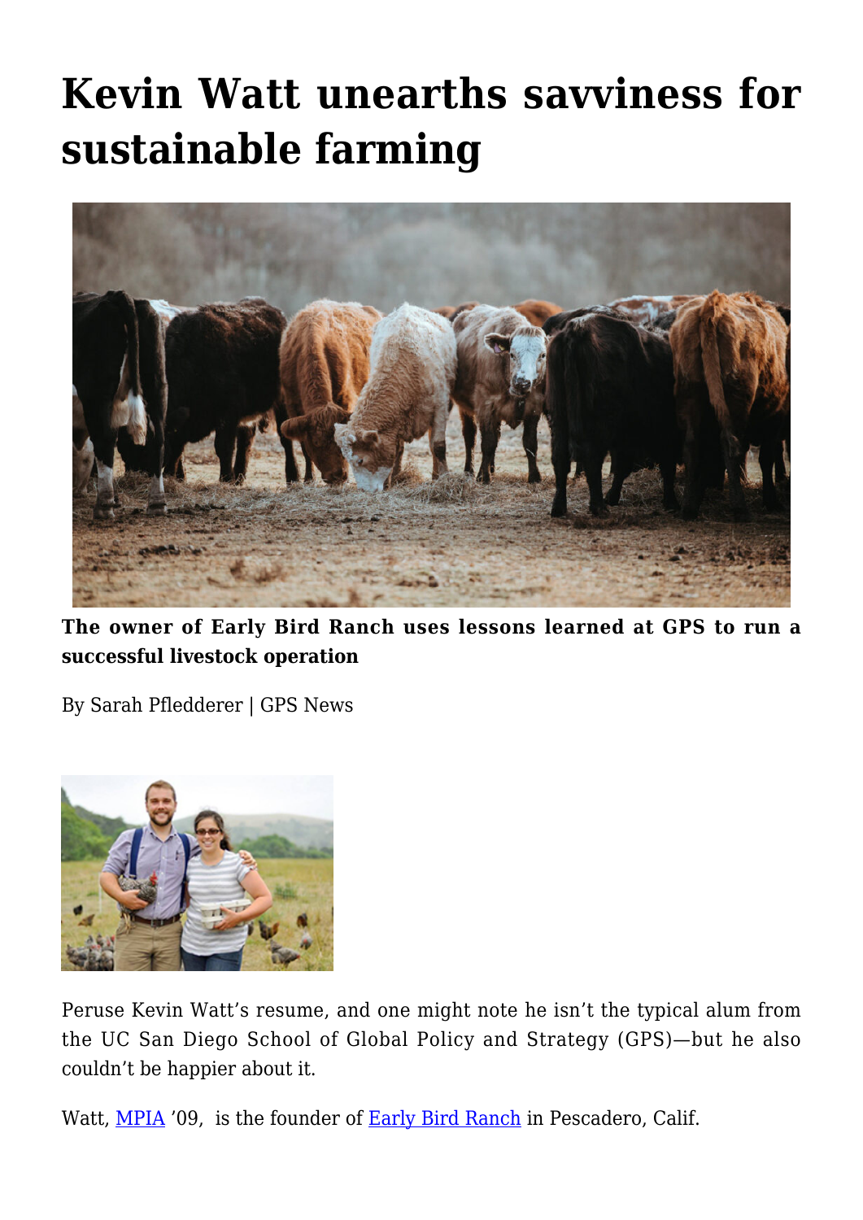# Kevin Watt unearths savviness for sustainable farming

**The owner of Early Bird Ranch uses lessons learned at GPS to run a successful livestock operation**

By Sarah Pfledderer | GPS News

Peruse Kevin Watt's resume, and one might note he isn't the typical alum from the UC San Diego School of Global Policy and Strategy (GPS)—but he also couldn't be happier about it.

Watt, MPIA '09, is the founder of Early Bird Ranch in Pescadero, Calif.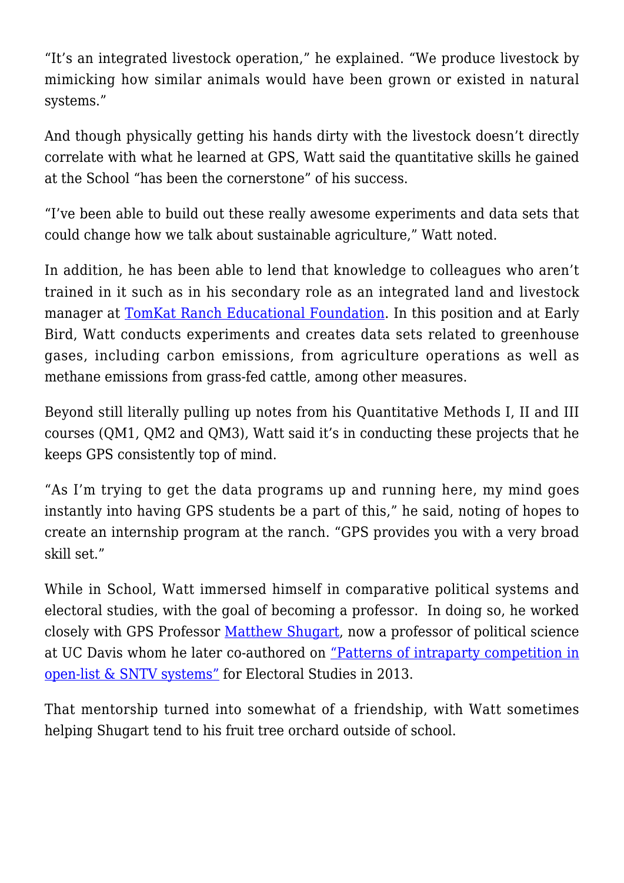"It's an integrated livestock operation," he explained. "We produce livestock by mimicking how similar animals would have been grown or existed in natural systems."

And though physically getting his hands dirty with the livestock doesn't directly correlate with what he learned at GPS, Watt said the quantitative skills he gained at the School "has been the cornerstone" of his success.

"I've been able to build out these really awesome experiments and data sets that could change how we talk about sustainable agriculture," Watt noted.

In addition, he has been able to lend that knowledge to colleagues who aren't trained in it such as in his secondary role as an integrated land and livestock manager at [TomKat Ranch Educational Foundation](). In this position and at Early Bird, Watt conducts experiments and creates data sets related to greenhouse gases, including carbon emissions, from agriculture operations as well as methane emissions from grass-fed cattle, among other measures.

Beyond still literally pulling up notes from his Quantitative Methods I, II and III courses (QM1, QM2 and QM3), Watt said it's in conducting these projects that he keeps GPS consistently top of mind.

"As I'm trying to get the data programs up and running here, my mind goes instantly into having GPS students be a part of this," he said, noting of hopes to create an internship program at the ranch. "GPS provides you with a very broad skill set."

While in School, Watt immersed himself in comparative political systems and electoral studies, with the goal of becoming a professor. In doing so, he worked closely with GPS Professor [Matthew Shugart](), now a professor of political science at UC Davis whom he later co-authored on ["Patterns of intraparty competition in open-list & SNTV systems"]() for Electoral Studies in 2013.

That mentorship turned into somewhat of a friendship, with Watt sometimes helping Shugart tend to his fruit tree orchard outside of school.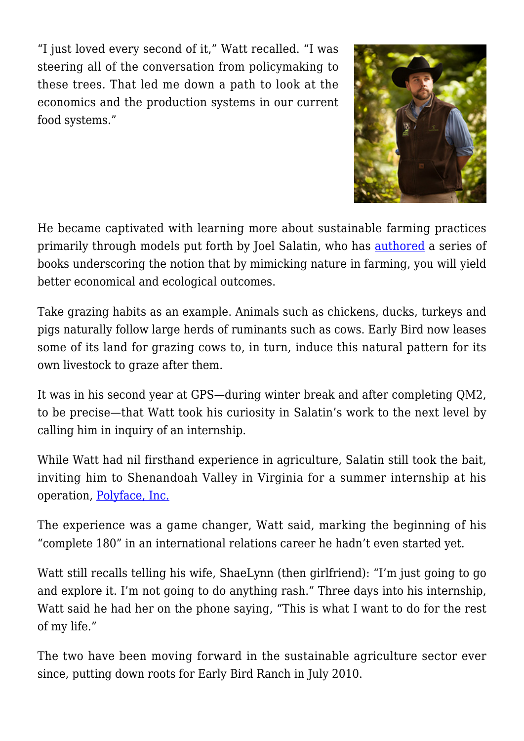"I just loved every second of it," Watt recalled. "I was steering all of the conversation from policymaking to these trees. That led me down a path to look at the economics and the production systems in our current food systems."

He became captivated with learning more about sustainable farming practices primarily through models put forth by Joel Salatin, who has authored a series of books underscoring the notion that by mimicking nature in farming, you will yield better economical and ecological outcomes.

Take grazing habits as an example. Animals such as chickens, ducks, turkeys and pigs naturally follow large herds of ruminants such as cows. Early Bird now leases some of its land for grazing cows to, in turn, induce this natural pattern for its own livestock to graze after them.

It was in his second year at GPS—during winter break and after completing QM2, to be precise—that Watt took his curiosity in Salatin's work to the next level by calling him in inquiry of an internship.

While Watt had nil firsthand experience in agriculture, Salatin still took the bait, inviting him to Shenandoah Valley in Virginia for a summer internship at his operation, Polyface, Inc.

The experience was a game changer, Watt said, marking the beginning of his "complete 180" in an international relations career he hadn't even started yet.

Watt still recalls telling his wife, ShaeLynn (then girlfriend): "I'm just going to go and explore it. I'm not going to do anything rash." Three days into his internship, Watt said he had her on the phone saying, "This is what I want to do for the rest of my life."

The two have been moving forward in the sustainable agriculture sector ever since, putting down roots for Early Bird Ranch in July 2010.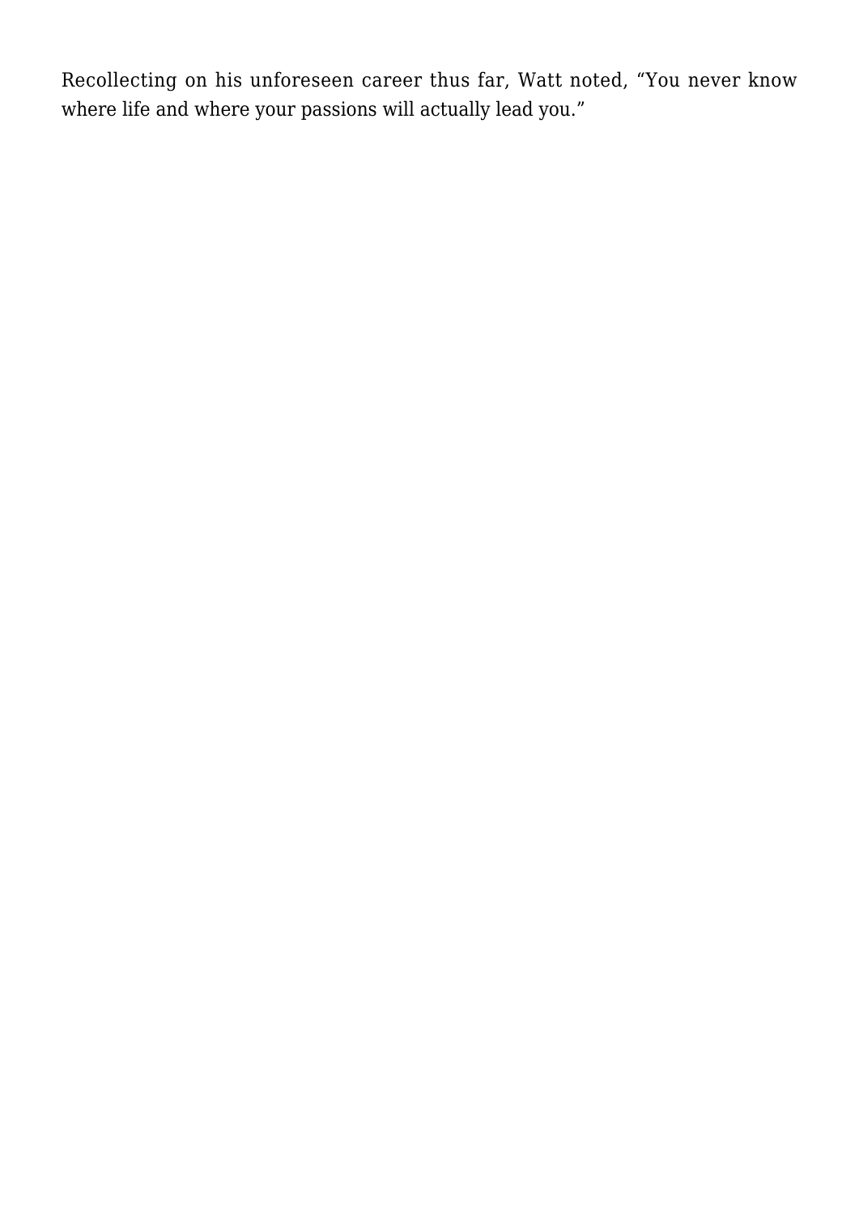Recollecting on his unforeseen career thus far, Watt noted, “You never know where life and where your passions will actually lead you.”